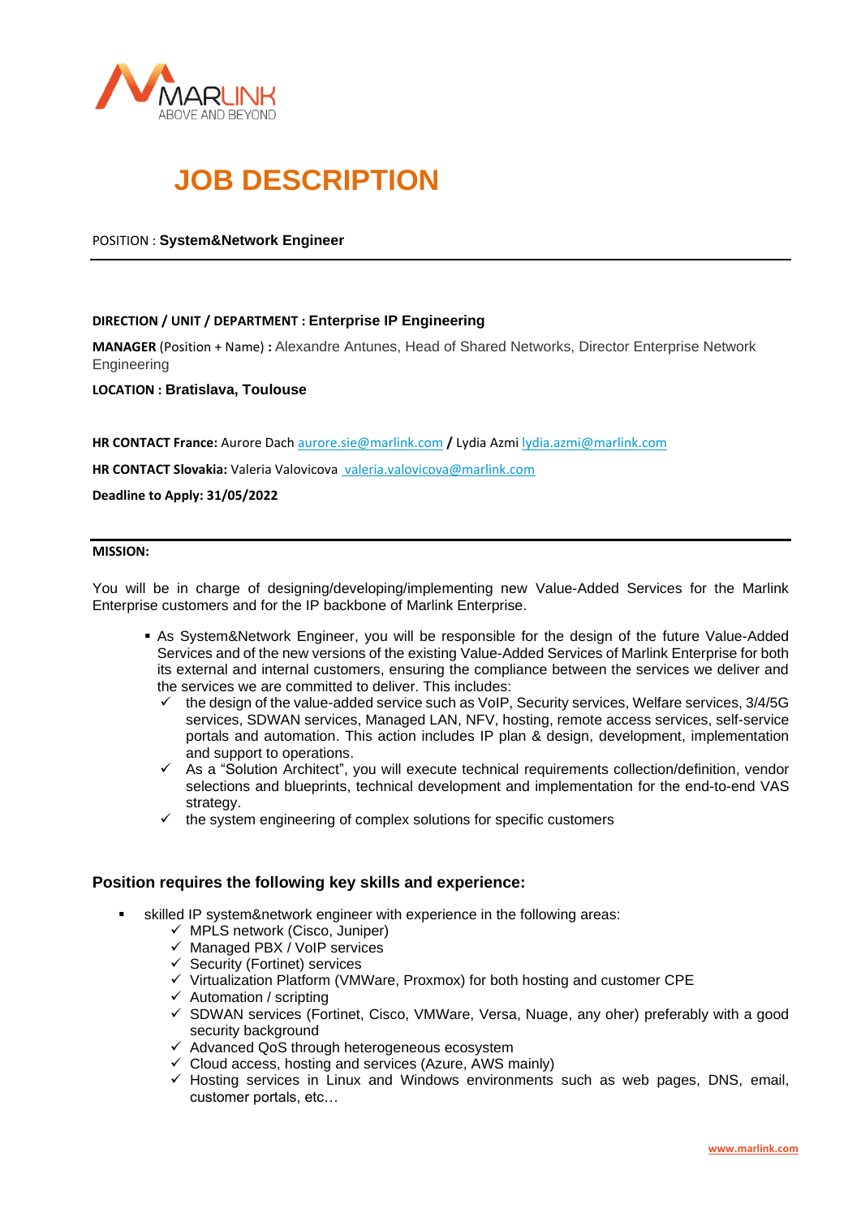MARLINK
ABOVE AND BEYOND

# JOB DESCRIPTION

POSITION : **System&Network Engineer**

---

**DIRECTION / UNIT / DEPARTMENT : Enterprise IP Engineering**

**MANAGER** (Position + Name) **:** Alexandre Antunes, Head of Shared Networks, Director Enterprise Network Engineering

**LOCATION : Bratislava, Toulouse**

**HR CONTACT France:** Aurore Dach aurore.sie@marlink.com **/** Lydia Azmi lydia.azmi@marlink.com

**HR CONTACT Slovakia:** Valeria Valovicova valeria.valovicova@marlink.com

**Deadline to Apply: 31/05/2022**

---

**MISSION:**

You will be in charge of designing/developing/implementing new Value-Added Services for the Marlink Enterprise customers and for the IP backbone of Marlink Enterprise.

- As System&Network Engineer, you will be responsible for the design of the future Value-Added Services and of the new versions of the existing Value-Added Services of Marlink Enterprise for both its external and internal customers, ensuring the compliance between the services we deliver and the services we are committed to deliver. This includes:
  - ✓ the design of the value-added service such as VoIP, Security services, Welfare services, 3/4/5G services, SDWAN services, Managed LAN, NFV, hosting, remote access services, self-service portals and automation. This action includes IP plan & design, development, implementation and support to operations.
  - ✓ As a "Solution Architect", you will execute technical requirements collection/definition, vendor selections and blueprints, technical development and implementation for the end-to-end VAS strategy.
  - ✓ the system engineering of complex solutions for specific customers

### Position requires the following key skills and experience:

- skilled IP system&network engineer with experience in the following areas:
  - ✓ MPLS network (Cisco, Juniper)
  - ✓ Managed PBX / VoIP services
  - ✓ Security (Fortinet) services
  - ✓ Virtualization Platform (VMWare, Proxmox) for both hosting and customer CPE
  - ✓ Automation / scripting
  - ✓ SDWAN services (Fortinet, Cisco, VMWare, Versa, Nuage, any oher) preferably with a good security background
  - ✓ Advanced QoS through heterogeneous ecosystem
  - ✓ Cloud access, hosting and services (Azure, AWS mainly)
  - ✓ Hosting services in Linux and Windows environments such as web pages, DNS, email, customer portals, etc…

www.marlink.com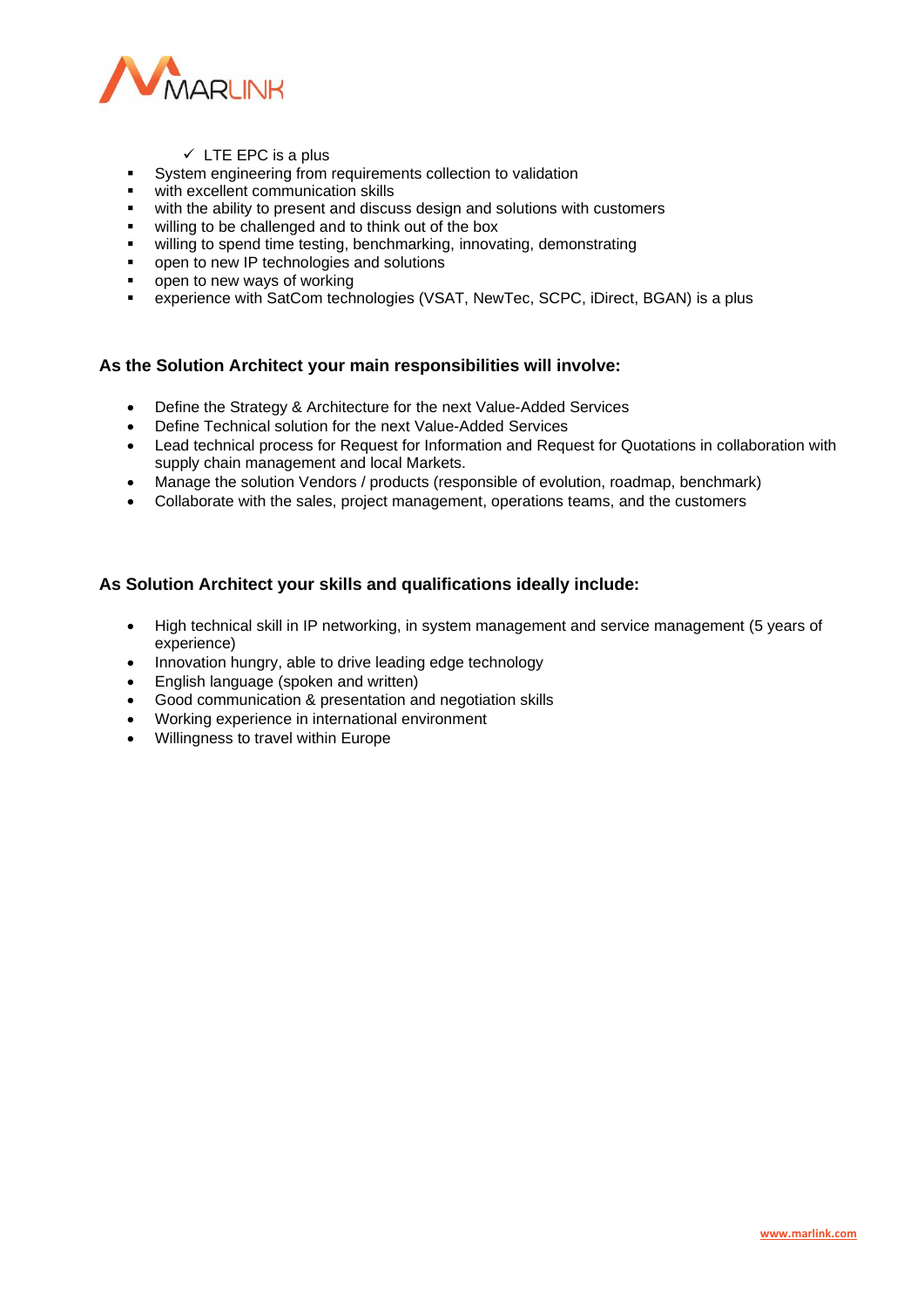- LTE EPC is a plus

- System engineering from requirements collection to validation
- with excellent communication skills
- with the ability to present and discuss design and solutions with customers
- willing to be challenged and to think out of the box
- willing to spend time testing, benchmarking, innovating, demonstrating
- open to new IP technologies and solutions
- open to new ways of working
- experience with SatCom technologies (VSAT, NewTec, SCPC, iDirect, BGAN) is a plus

### As the Solution Architect your main responsibilities will involve:

- Define the Strategy & Architecture for the next Value-Added Services
- Define Technical solution for the next Value-Added Services
- Lead technical process for Request for Information and Request for Quotations in collaboration with supply chain management and local Markets.
- Manage the solution Vendors / products (responsible of evolution, roadmap, benchmark)
- Collaborate with the sales, project management, operations teams, and the customers

### As Solution Architect your skills and qualifications ideally include:

- High technical skill in IP networking, in system management and service management (5 years of experience)
- Innovation hungry, able to drive leading edge technology
- English language (spoken and written)
- Good communication & presentation and negotiation skills
- Working experience in international environment
- Willingness to travel within Europe